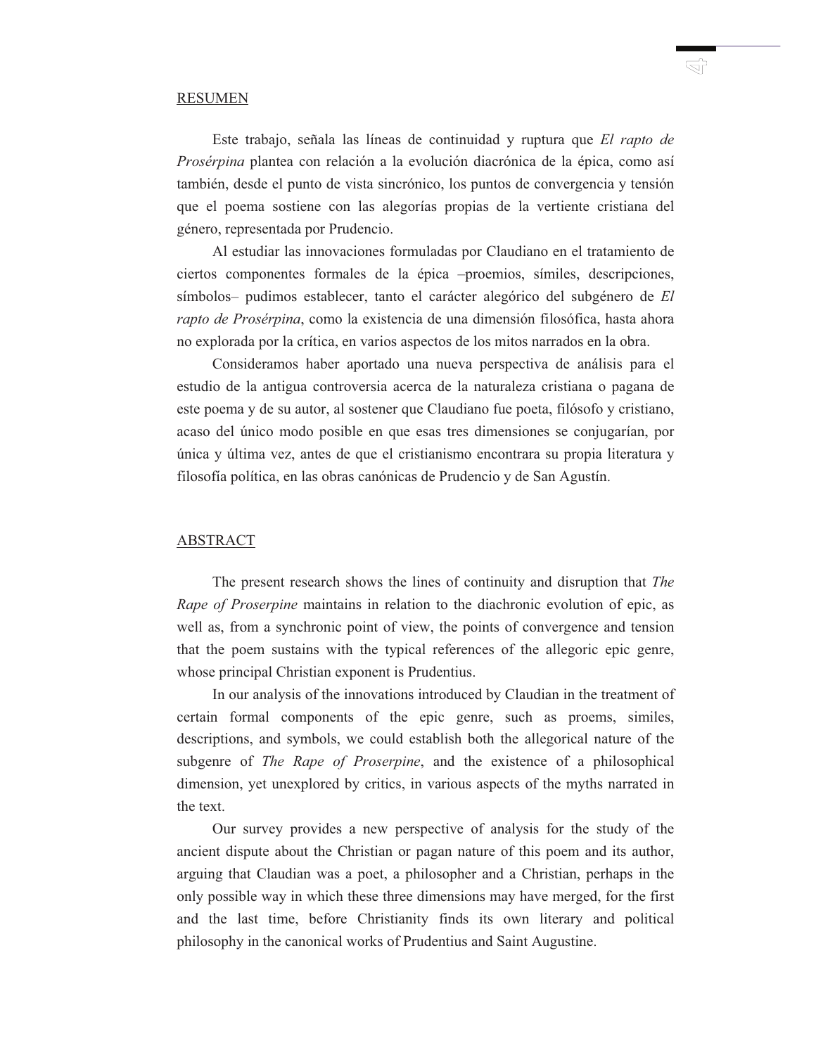## RESUMEN

Este trabajo, señala las líneas de continuidad y ruptura que *El rapto de Prosérpina* plantea con relación a la evolución diacrónica de la épica, como así también, desde el punto de vista sincrónico, los puntos de convergencia y tensión que el poema sostiene con las alegorías propias de la vertiente cristiana del género, representada por Prudencio.

Al estudiar las innovaciones formuladas por Claudiano en el tratamiento de ciertos componentes formales de la épica –proemios, símiles, descripciones, símbolos– pudimos establecer, tanto el carácter alegórico del subgénero de *El rapto de Prosérpina*, como la existencia de una dimensión filosófica, hasta ahora no explorada por la crítica, en varios aspectos de los mitos narrados en la obra.

Consideramos haber aportado una nueva perspectiva de análisis para el estudio de la antigua controversia acerca de la naturaleza cristiana o pagana de este poema y de su autor, al sostener que Claudiano fue poeta, filósofo y cristiano, acaso del único modo posible en que esas tres dimensiones se conjugarían, por única y última vez, antes de que el cristianismo encontrara su propia literatura y filosofía política, en las obras canónicas de Prudencio y de San Agustín.

## ABSTRACT

The present research shows the lines of continuity and disruption that *The Rape of Proserpine* maintains in relation to the diachronic evolution of epic, as well as, from a synchronic point of view, the points of convergence and tension that the poem sustains with the typical references of the allegoric epic genre, whose principal Christian exponent is Prudentius.

In our analysis of the innovations introduced by Claudian in the treatment of certain formal components of the epic genre, such as proems, similes, descriptions, and symbols, we could establish both the allegorical nature of the subgenre of *The Rape of Proserpine*, and the existence of a philosophical dimension, yet unexplored by critics, in various aspects of the myths narrated in the text.

Our survey provides a new perspective of analysis for the study of the ancient dispute about the Christian or pagan nature of this poem and its author, arguing that Claudian was a poet, a philosopher and a Christian, perhaps in the only possible way in which these three dimensions may have merged, for the first and the last time, before Christianity finds its own literary and political philosophy in the canonical works of Prudentius and Saint Augustine.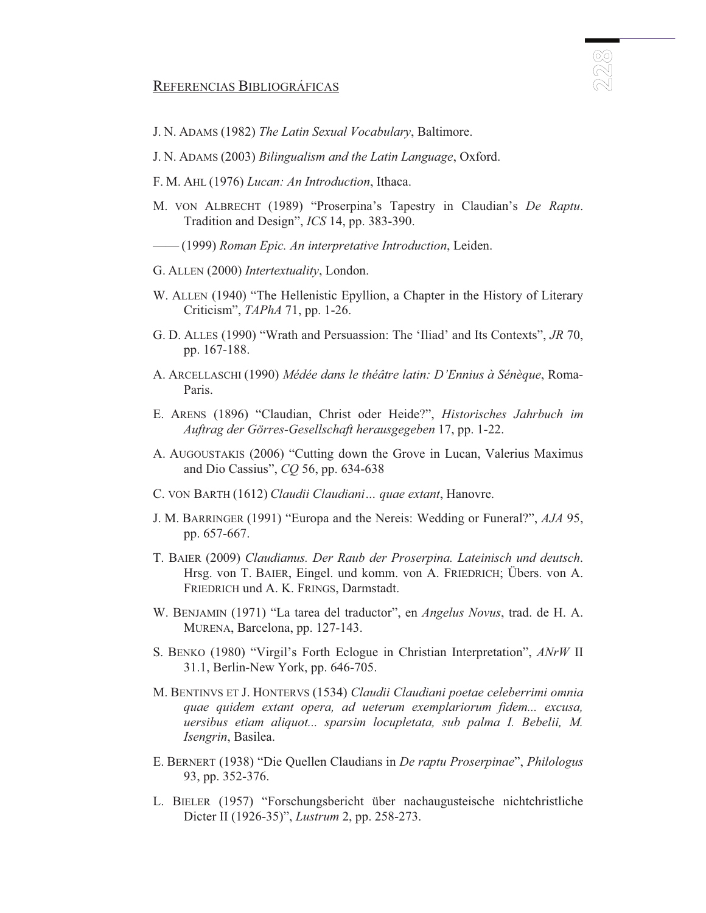## Referencias Bibliográficas

J. N. Adams (1982) *The Latin Sexual Vocabulary*, Baltimore.

J. N. Adams (2003) *Bilingualism and the Latin Language*, Oxford.

F. M. Ahl (1976) *Lucan: An Introduction*, Ithaca.

M. von Albrecht (1989) "Proserpina's Tapestry in Claudian's *De Raptu*. Tradition and Design", *ICS* 14, pp. 383-390.

—— (1999) *Roman Epic. An interpretative Introduction*, Leiden.

G. Allen (2000) *Intertextuality*, London.

W. Allen (1940) "The Hellenistic Epyllion, a Chapter in the History of Literary Criticism", *TAPhA* 71, pp. 1-26.

G. D. Alles (1990) "Wrath and Persuassion: The 'Iliad' and Its Contexts", *JR* 70, pp. 167-188.

A. Arcellaschi (1990) *Médée dans le théâtre latin: D'Ennius à Sénèque*, Roma-Paris.

E. Arens (1896) "Claudian, Christ oder Heide?", *Historisches Jahrbuch im Auftrag der Görres-Gesellschaft herausgegeben* 17, pp. 1-22.

A. Augoustakis (2006) "Cutting down the Grove in Lucan, Valerius Maximus and Dio Cassius", *CQ* 56, pp. 634-638

C. von Barth (1612) *Claudii Claudiani… quae extant*, Hanovre.

J. M. Barringer (1991) "Europa and the Nereis: Wedding or Funeral?", *AJA* 95, pp. 657-667.

T. Baier (2009) *Claudianus. Der Raub der Proserpina. Lateinisch und deutsch*. Hrsg. von T. Baier, Eingel. und komm. von A. Friedrich; Übers. von A. Friedrich und A. K. Frings, Darmstadt.

W. Benjamin (1971) "La tarea del traductor", en *Angelus Novus*, trad. de H. A. Murena, Barcelona, pp. 127-143.

S. Benko (1980) "Virgil's Forth Eclogue in Christian Interpretation", *ANrW* II 31.1, Berlin-New York, pp. 646-705.

M. Bentinvs et J. Hontervs (1534) *Claudii Claudiani poetae celeberrimi omnia quae quidem extant opera, ad ueterum exemplariorum fidem... excusa, uersibus etiam aliquot... sparsim locupletata, sub palma I. Bebelii, M. Isengrin*, Basilea.

E. Bernert (1938) "Die Quellen Claudians in *De raptu Proserpinae*", *Philologus* 93, pp. 352-376.

L. Bieler (1957) "Forschungsbericht über nachaugusteische nichtchristliche Dicter II (1926-35)", *Lustrum* 2, pp. 258-273.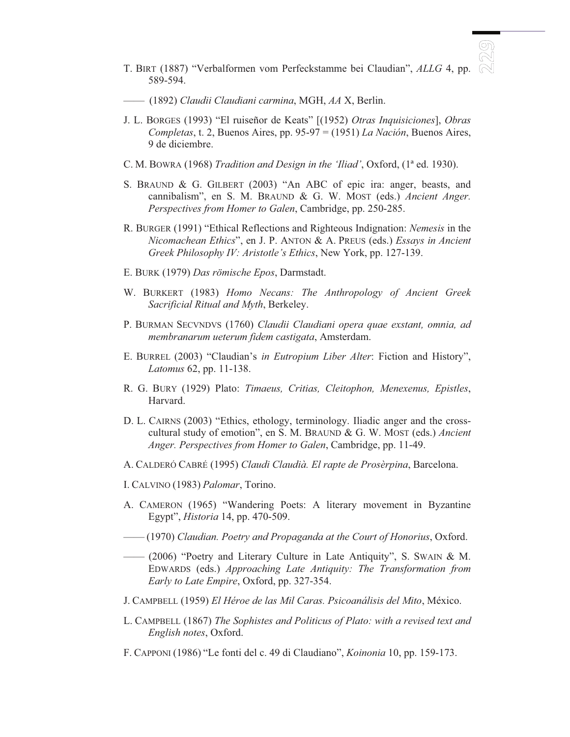T. Birt (1887) "Verbalformen vom Perfeckstamme bei Claudian", *ALLG* 4, pp. 589-594.

—— (1892) *Claudii Claudiani carmina*, MGH, *AA* X, Berlin.

J. L. Borges (1993) "El ruiseñor de Keats" [(1952) *Otras Inquisiciones*], *Obras Completas*, t. 2, Buenos Aires, pp. 95-97 = (1951) *La Nación*, Buenos Aires, 9 de diciembre.

C. M. Bowra (1968) *Tradition and Design in the 'Iliad'*, Oxford, (1ª ed. 1930).

S. Braund & G. Gilbert (2003) "An ABC of epic ira: anger, beasts, and cannibalism", en S. M. Braund & G. W. Most (eds.) *Ancient Anger. Perspectives from Homer to Galen*, Cambridge, pp. 250-285.

R. Burger (1991) "Ethical Reflections and Righteous Indignation: *Nemesis* in the *Nicomachean Ethics*", en J. P. Anton & A. Preus (eds.) *Essays in Ancient Greek Philosophy IV: Aristotle's Ethics*, New York, pp. 127-139.

E. Burk (1979) *Das römische Epos*, Darmstadt.

W. Burkert (1983) *Homo Necans: The Anthropology of Ancient Greek Sacrificial Ritual and Myth*, Berkeley.

P. Burman Secvndvs (1760) *Claudii Claudiani opera quae exstant, omnia, ad membranarum ueterum fidem castigata*, Amsterdam.

E. Burrel (2003) "Claudian's *in Eutropium Liber Alter*: Fiction and History", *Latomus* 62, pp. 11-138.

R. G. Bury (1929) Plato: *Timaeus, Critias, Cleitophon, Menexenus, Epistles*, Harvard.

D. L. Cairns (2003) "Ethics, ethology, terminology. Iliadic anger and the cross-cultural study of emotion", en S. M. Braund & G. W. Most (eds.) *Ancient Anger. Perspectives from Homer to Galen*, Cambridge, pp. 11-49.

A. Calderó Cabré (1995) *Claudi Claudià. El rapte de Prosèrpina*, Barcelona.

I. Calvino (1983) *Palomar*, Torino.

A. Cameron (1965) "Wandering Poets: A literary movement in Byzantine Egypt", *Historia* 14, pp. 470-509.

—— (1970) *Claudian. Poetry and Propaganda at the Court of Honorius*, Oxford.

—— (2006) "Poetry and Literary Culture in Late Antiquity", S. Swain & M. Edwards (eds.) *Approaching Late Antiquity: The Transformation from Early to Late Empire*, Oxford, pp. 327-354.

J. Campbell (1959) *El Héroe de las Mil Caras. Psicoanálisis del Mito*, México.

L. Campbell (1867) *The Sophistes and Politicus of Plato: with a revised text and English notes*, Oxford.

F. Capponi (1986) "Le fonti del c. 49 di Claudiano", *Koinonia* 10, pp. 159-173.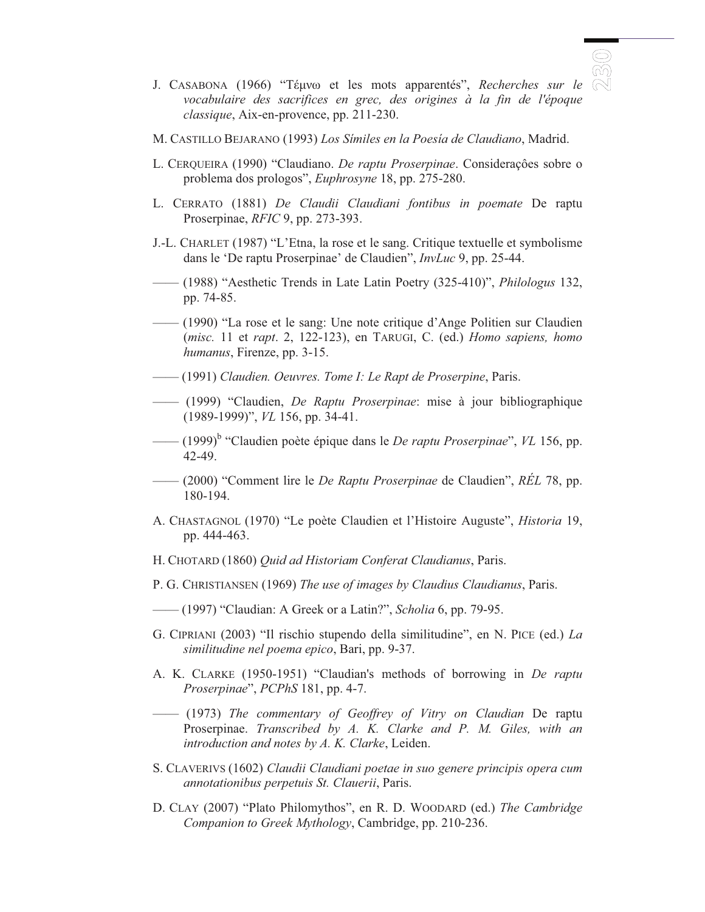J. CASABONA (1966) "Τέμνω et les mots apparentés", *Recherches sur le vocabulaire des sacrifices en grec, des origines à la fin de l'époque classique*, Aix-en-provence, pp. 211-230.

M. CASTILLO BEJARANO (1993) *Los Símiles en la Poesía de Claudiano*, Madrid.

L. CERQUEIRA (1990) "Claudiano. *De raptu Proserpinae*. Consideraçôes sobre o problema dos prologos", *Euphrosyne* 18, pp. 275-280.

L. CERRATO (1881) *De Claudii Claudiani fontibus in poemate* De raptu Proserpinae, *RFIC* 9, pp. 273-393.

J.-L. CHARLET (1987) "L'Etna, la rose et le sang. Critique textuelle et symbolisme dans le 'De raptu Proserpinae' de Claudien", *InvLuc* 9, pp. 25-44.

—— (1988) "Aesthetic Trends in Late Latin Poetry (325-410)", *Philologus* 132, pp. 74-85.

—— (1990) "La rose et le sang: Une note critique d'Ange Politien sur Claudien (*misc.* 11 et *rapt*. 2, 122-123), en TARUGI, C. (ed.) *Homo sapiens, homo humanus*, Firenze, pp. 3-15.

—— (1991) *Claudien. Oeuvres. Tome I: Le Rapt de Proserpine*, Paris.

—— (1999) "Claudien, *De Raptu Proserpinae*: mise à jour bibliographique (1989-1999)", *VL* 156, pp. 34-41.

—— (1999)[b] "Claudien poète épique dans le *De raptu Proserpinae*", *VL* 156, pp. 42-49.

—— (2000) "Comment lire le *De Raptu Proserpinae* de Claudien", *RÉL* 78, pp. 180-194.

A. CHASTAGNOL (1970) "Le poète Claudien et l'Histoire Auguste", *Historia* 19, pp. 444-463.

H. CHOTARD (1860) *Quid ad Historiam Conferat Claudianus*, Paris.

P. G. CHRISTIANSEN (1969) *The use of images by Claudius Claudianus*, Paris.

—— (1997) "Claudian: A Greek or a Latin?", *Scholia* 6, pp. 79-95.

G. CIPRIANI (2003) "Il rischio stupendo della similitudine", en N. PICE (ed.) *La similitudine nel poema epico*, Bari, pp. 9-37.

A. K. CLARKE (1950-1951) "Claudian's methods of borrowing in *De raptu Proserpinae*", *PCPhS* 181, pp. 4-7.

—— (1973) *The commentary of Geoffrey of Vitry on Claudian* De raptu Proserpinae. *Transcribed by A. K. Clarke and P. M. Giles, with an introduction and notes by A. K. Clarke*, Leiden.

S. CLAVERIVS (1602) *Claudii Claudiani poetae in suo genere principis opera cum annotationibus perpetuis St. Clauerii*, Paris.

D. CLAY (2007) "Plato Philomythos", en R. D. WOODARD (ed.) *The Cambridge Companion to Greek Mythology*, Cambridge, pp. 210-236.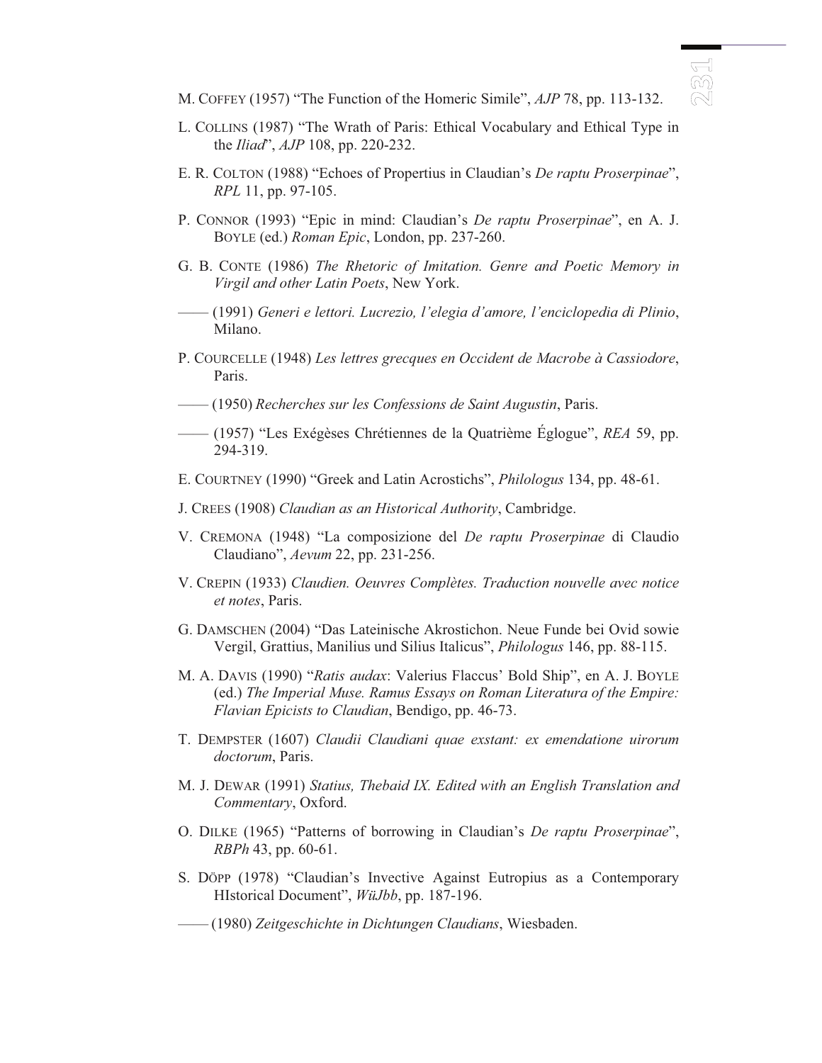M. COFFEY (1957) "The Function of the Homeric Simile", *AJP* 78, pp. 113-132.

L. COLLINS (1987) "The Wrath of Paris: Ethical Vocabulary and Ethical Type in the *Iliad*", *AJP* 108, pp. 220-232.

E. R. COLTON (1988) "Echoes of Propertius in Claudian's *De raptu Proserpinae*", *RPL* 11, pp. 97-105.

P. CONNOR (1993) "Epic in mind: Claudian's *De raptu Proserpinae*", en A. J. BOYLE (ed.) *Roman Epic*, London, pp. 237-260.

G. B. CONTE (1986) *The Rhetoric of Imitation. Genre and Poetic Memory in Virgil and other Latin Poets*, New York.

—— (1991) *Generi e lettori. Lucrezio, l'elegia d'amore, l'enciclopedia di Plinio*, Milano.

P. COURCELLE (1948) *Les lettres grecques en Occident de Macrobe à Cassiodore*, Paris.

—— (1950) *Recherches sur les Confessions de Saint Augustin*, Paris.

—— (1957) "Les Exégèses Chrétiennes de la Quatrième Églogue", *REA* 59, pp. 294-319.

E. COURTNEY (1990) "Greek and Latin Acrostichs", *Philologus* 134, pp. 48-61.

J. CREES (1908) *Claudian as an Historical Authority*, Cambridge.

V. CREMONA (1948) "La composizione del *De raptu Proserpinae* di Claudio Claudiano", *Aevum* 22, pp. 231-256.

V. CREPIN (1933) *Claudien. Oeuvres Complètes. Traduction nouvelle avec notice et notes*, Paris.

G. DAMSCHEN (2004) "Das Lateinische Akrostichon. Neue Funde bei Ovid sowie Vergil, Grattius, Manilius und Silius Italicus", *Philologus* 146, pp. 88-115.

M. A. DAVIS (1990) "*Ratis audax*: Valerius Flaccus' Bold Ship", en A. J. BOYLE (ed.) *The Imperial Muse. Ramus Essays on Roman Literatura of the Empire: Flavian Epicists to Claudian*, Bendigo, pp. 46-73.

T. DEMPSTER (1607) *Claudii Claudiani quae exstant: ex emendatione uirorum doctorum*, Paris.

M. J. DEWAR (1991) *Statius, Thebaid IX. Edited with an English Translation and Commentary*, Oxford.

O. DILKE (1965) "Patterns of borrowing in Claudian's *De raptu Proserpinae*", *RBPh* 43, pp. 60-61.

S. DÖPP (1978) "Claudian's Invective Against Eutropius as a Contemporary HIstorical Document", *WüJbb*, pp. 187-196.

—— (1980) *Zeitgeschichte in Dichtungen Claudians*, Wiesbaden.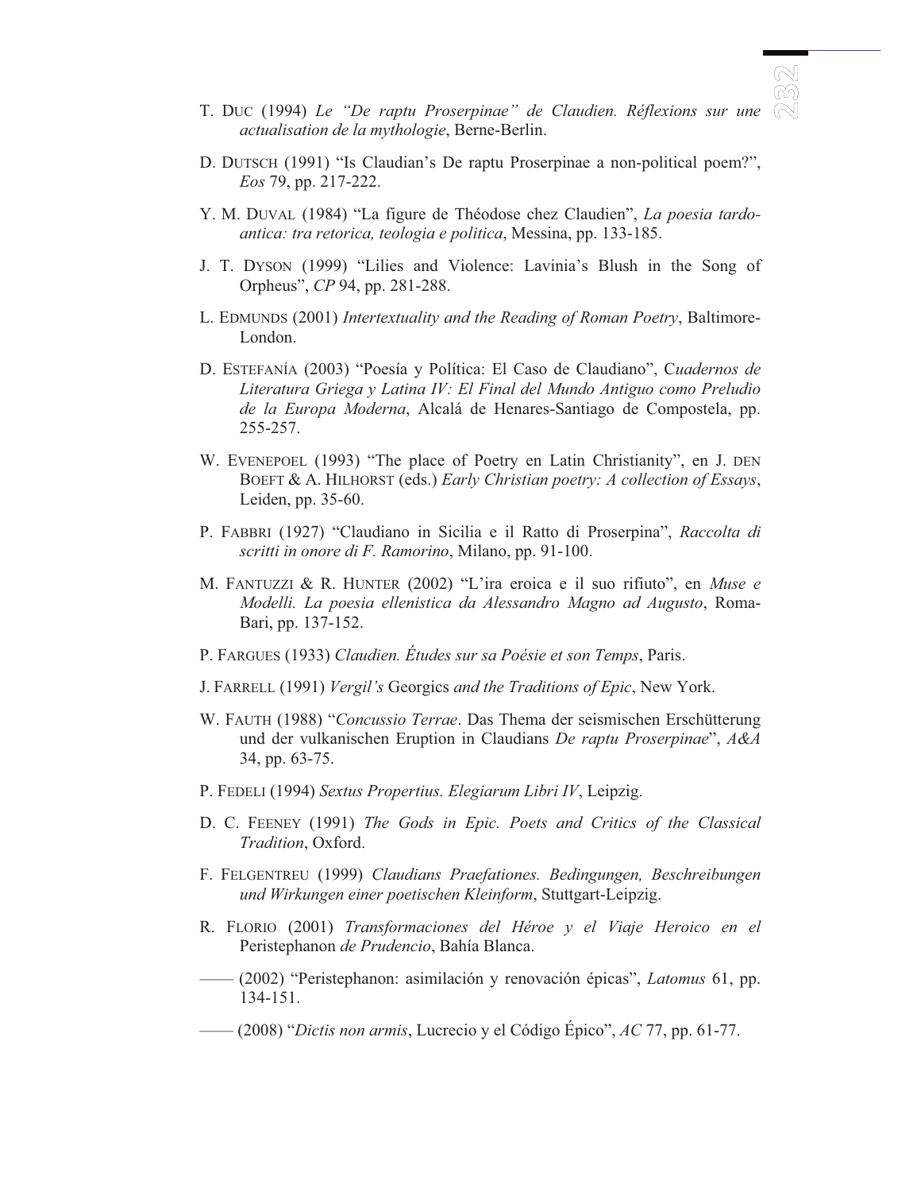T. DUC (1994) *Le "De raptu Proserpinae" de Claudien. Réflexions sur une actualisation de la mythologie*, Berne-Berlin.

D. DUTSCH (1991) "Is Claudian's De raptu Proserpinae a non-political poem?", *Eos* 79, pp. 217-222.

Y. M. DUVAL (1984) "La figure de Théodose chez Claudien", *La poesia tardo-antica: tra retorica, teologia e politica*, Messina, pp. 133-185.

J. T. DYSON (1999) "Lilies and Violence: Lavinia's Blush in the Song of Orpheus", *CP* 94, pp. 281-288.

L. EDMUNDS (2001) *Intertextuality and the Reading of Roman Poetry*, Baltimore-London.

D. ESTEFANÍA (2003) "Poesía y Política: El Caso de Claudiano", C*uadernos de Literatura Griega y Latina IV: El Final del Mundo Antiguo como Preludio de la Europa Moderna*, Alcalá de Henares-Santiago de Compostela, pp. 255-257.

W. EVENEPOEL (1993) "The place of Poetry en Latin Christianity", en J. DEN BOEFT & A. HILHORST (eds.) *Early Christian poetry: A collection of Essays*, Leiden, pp. 35-60.

P. FABBRI (1927) "Claudiano in Sicilia e il Ratto di Proserpina", *Raccolta di scritti in onore di F. Ramorino*, Milano, pp. 91-100.

M. FANTUZZI & R. HUNTER (2002) "L'ira eroica e il suo rifiuto", en *Muse e Modelli. La poesia ellenistica da Alessandro Magno ad Augusto*, Roma-Bari, pp. 137-152.

P. FARGUES (1933) *Claudien. Études sur sa Poésie et son Temps*, Paris.

J. FARRELL (1991) *Vergil's* Georgics *and the Traditions of Epic*, New York.

W. FAUTH (1988) "*Concussio Terrae*. Das Thema der seismischen Erschütterung und der vulkanischen Eruption in Claudians *De raptu Proserpinae*", *A&A* 34, pp. 63-75.

P. FEDELI (1994) *Sextus Propertius. Elegiarum Libri IV*, Leipzig.

D. C. FEENEY (1991) *The Gods in Epic. Poets and Critics of the Classical Tradition*, Oxford.

F. FELGENTREU (1999) *Claudians Praefationes. Bedingungen, Beschreibungen und Wirkungen einer poetischen Kleinform*, Stuttgart-Leipzig.

R. FLORIO (2001) *Transformaciones del Héroe y el Viaje Heroico en el* Peristephanon *de Prudencio*, Bahía Blanca.

—— (2002) "Peristephanon: asimilación y renovación épicas", *Latomus* 61, pp. 134-151.

—— (2008) "*Dictis non armis*, Lucrecio y el Código Épico", *AC* 77, pp. 61-77.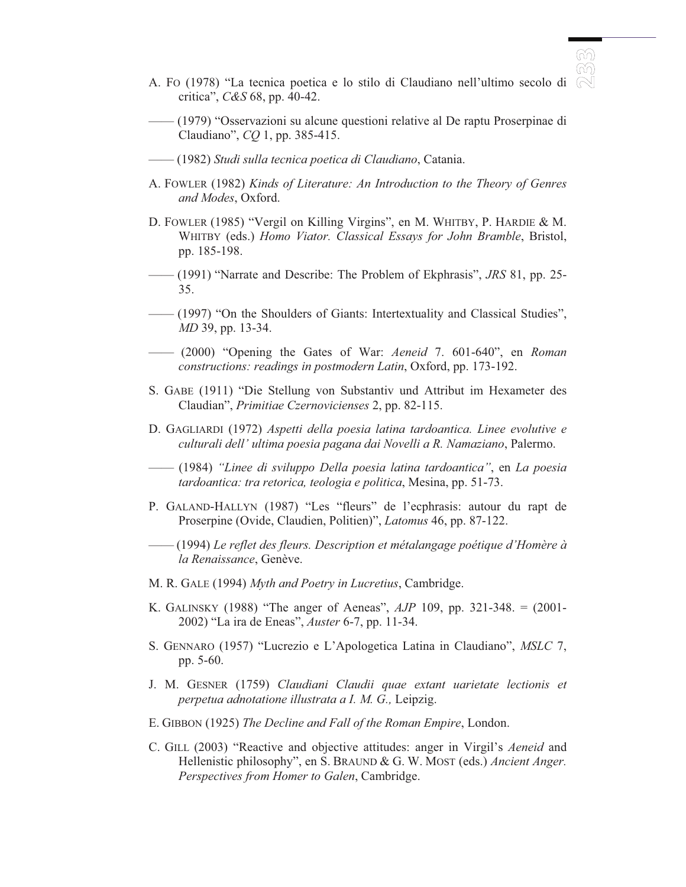A. Fo (1978) "La tecnica poetica e lo stilo di Claudiano nell'ultimo secolo di critica", *C&S* 68, pp. 40-42.

—— (1979) "Osservazioni su alcune questioni relative al De raptu Proserpinae di Claudiano", *CQ* 1, pp. 385-415.

—— (1982) *Studi sulla tecnica poetica di Claudiano*, Catania.

A. Fowler (1982) *Kinds of Literature: An Introduction to the Theory of Genres and Modes*, Oxford.

D. Fowler (1985) "Vergil on Killing Virgins", en M. Whitby, P. Hardie & M. Whitby (eds.) *Homo Viator. Classical Essays for John Bramble*, Bristol, pp. 185-198.

—— (1991) "Narrate and Describe: The Problem of Ekphrasis", *JRS* 81, pp. 25-35.

—— (1997) "On the Shoulders of Giants: Intertextuality and Classical Studies", *MD* 39, pp. 13-34.

—— (2000) "Opening the Gates of War: *Aeneid* 7. 601-640", en *Roman constructions: readings in postmodern Latin*, Oxford, pp. 173-192.

S. Gabe (1911) "Die Stellung von Substantiv und Attribut im Hexameter des Claudian", *Primitiae Czernovicienses* 2, pp. 82-115.

D. Gagliardi (1972) *Aspetti della poesia latina tardoantica. Linee evolutive e culturali dell' ultima poesia pagana dai Novelli a R. Namaziano*, Palermo.

—— (1984) *"Linee di sviluppo Della poesia latina tardoantica"*, en *La poesia tardoantica: tra retorica, teologia e politica*, Mesina, pp. 51-73.

P. Galand-Hallyn (1987) "Les "fleurs" de l'ecphrasis: autour du rapt de Proserpine (Ovide, Claudien, Politien)", *Latomus* 46, pp. 87-122.

—— (1994) *Le reflet des fleurs. Description et métalangage poétique d'Homère à la Renaissance*, Genève.

M. R. Gale (1994) *Myth and Poetry in Lucretius*, Cambridge.

K. Galinsky (1988) "The anger of Aeneas", *AJP* 109, pp. 321-348. = (2001-2002) "La ira de Eneas", *Auster* 6-7, pp. 11-34.

S. Gennaro (1957) "Lucrezio e L'Apologetica Latina in Claudiano", *MSLC* 7, pp. 5-60.

J. M. Gesner (1759) *Claudiani Claudii quae extant uarietate lectionis et perpetua adnotatione illustrata a I. M. G.,* Leipzig.

E. Gibbon (1925) *The Decline and Fall of the Roman Empire*, London.

C. Gill (2003) "Reactive and objective attitudes: anger in Virgil's *Aeneid* and Hellenistic philosophy", en S. Braund & G. W. Most (eds.) *Ancient Anger. Perspectives from Homer to Galen*, Cambridge.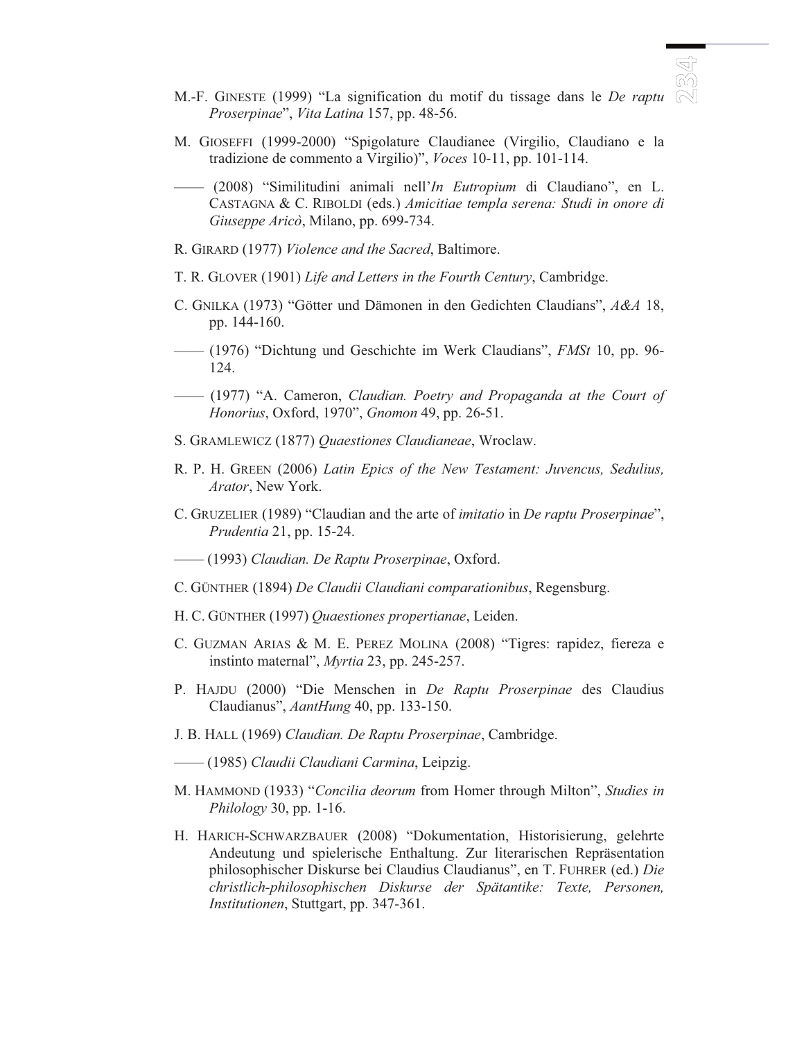M.-F. GINESTE (1999) "La signification du motif du tissage dans le *De raptu Proserpinae*", *Vita Latina* 157, pp. 48-56.

M. GIOSEFFI (1999-2000) "Spigolature Claudianee (Virgilio, Claudiano e la tradizione de commento a Virgilio)", *Voces* 10-11, pp. 101-114.

—— (2008) "Similitudini animali nell'*In Eutropium* di Claudiano", en L. CASTAGNA & C. RIBOLDI (eds.) *Amicitiae templa serena: Studi in onore di Giuseppe Aricò*, Milano, pp. 699-734.

R. GIRARD (1977) *Violence and the Sacred*, Baltimore.

T. R. GLOVER (1901) *Life and Letters in the Fourth Century*, Cambridge.

C. GNILKA (1973) "Götter und Dämonen in den Gedichten Claudians", *A&A* 18, pp. 144-160.

—— (1976) "Dichtung und Geschichte im Werk Claudians", *FMSt* 10, pp. 96-124.

—— (1977) "A. Cameron, *Claudian. Poetry and Propaganda at the Court of Honorius*, Oxford, 1970", *Gnomon* 49, pp. 26-51.

S. GRAMLEWICZ (1877) *Quaestiones Claudianeae*, Wroclaw.

R. P. H. GREEN (2006) *Latin Epics of the New Testament: Juvencus, Sedulius, Arator*, New York.

C. GRUZELIER (1989) "Claudian and the arte of *imitatio* in *De raptu Proserpinae*", *Prudentia* 21, pp. 15-24.

—— (1993) *Claudian. De Raptu Proserpinae*, Oxford.

C. GÜNTHER (1894) *De Claudii Claudiani comparationibus*, Regensburg.

H. C. GÜNTHER (1997) *Quaestiones propertianae*, Leiden.

C. GUZMAN ARIAS & M. E. PEREZ MOLINA (2008) "Tigres: rapidez, fiereza e instinto maternal", *Myrtia* 23, pp. 245-257.

P. HAJDU (2000) "Die Menschen in *De Raptu Proserpinae* des Claudius Claudianus", *AantHung* 40, pp. 133-150.

J. B. HALL (1969) *Claudian. De Raptu Proserpinae*, Cambridge.

—— (1985) *Claudii Claudiani Carmina*, Leipzig.

M. HAMMOND (1933) "*Concilia deorum* from Homer through Milton", *Studies in Philology* 30, pp. 1-16.

H. HARICH-SCHWARZBAUER (2008) "Dokumentation, Historisierung, gelehrte Andeutung und spielerische Enthaltung. Zur literarischen Repräsentation philosophischer Diskurse bei Claudius Claudianus", en T. FUHRER (ed.) *Die christlich-philosophischen Diskurse der Spätantike: Texte, Personen, Institutionen*, Stuttgart, pp. 347-361.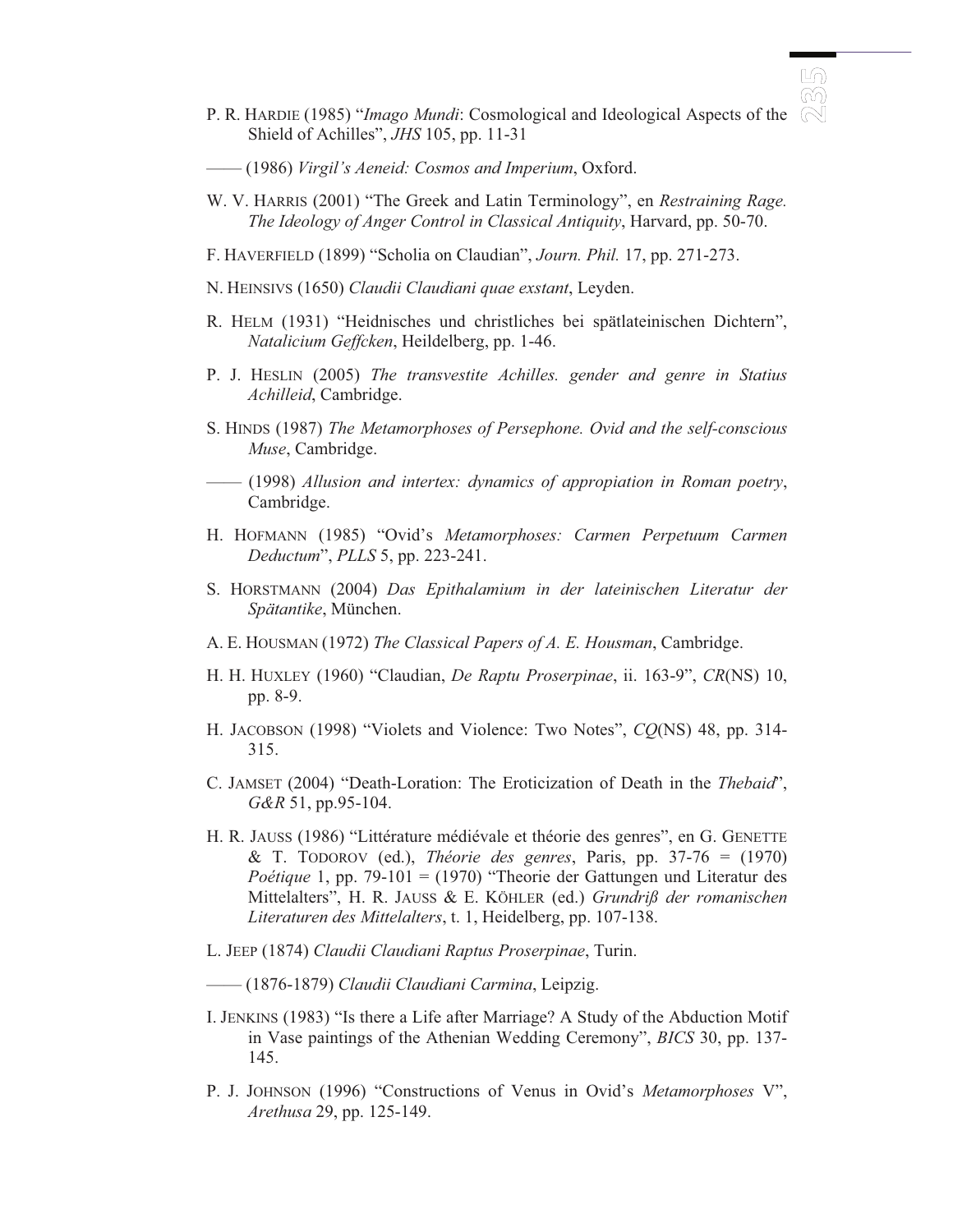P. R. Hardie (1985) "*Imago Mundi*: Cosmological and Ideological Aspects of the Shield of Achilles", *JHS* 105, pp. 11-31

—— (1986) *Virgil's Aeneid: Cosmos and Imperium*, Oxford.

W. V. Harris (2001) "The Greek and Latin Terminology", en *Restraining Rage. The Ideology of Anger Control in Classical Antiquity*, Harvard, pp. 50-70.

F. Haverfield (1899) "Scholia on Claudian", *Journ. Phil.* 17, pp. 271-273.

N. Heinsivs (1650) *Claudii Claudiani quae exstant*, Leyden.

R. Helm (1931) "Heidnisches und christliches bei spätlateinischen Dichtern", *Natalicium Geffcken*, Heildelberg, pp. 1-46.

P. J. Heslin (2005) *The transvestite Achilles. gender and genre in Statius Achilleid*, Cambridge.

S. Hinds (1987) *The Metamorphoses of Persephone. Ovid and the self-conscious Muse*, Cambridge.

—— (1998) *Allusion and intertex: dynamics of appropiation in Roman poetry*, Cambridge.

H. Hofmann (1985) "Ovid's *Metamorphoses: Carmen Perpetuum Carmen Deductum*", *PLLS* 5, pp. 223-241.

S. Horstmann (2004) *Das Epithalamium in der lateinischen Literatur der Spätantike*, München.

A. E. Housman (1972) *The Classical Papers of A. E. Housman*, Cambridge.

H. H. Huxley (1960) "Claudian, *De Raptu Proserpinae*, ii. 163-9", *CR*(NS) 10, pp. 8-9.

H. Jacobson (1998) "Violets and Violence: Two Notes", *CQ*(NS) 48, pp. 314-315.

C. Jamset (2004) "Death-Loration: The Eroticization of Death in the *Thebaid*", *G&R* 51, pp.95-104.

H. R. Jauss (1986) "Littérature médiévale et théorie des genres", en G. Genette & T. Todorov (ed.), *Théorie des genres*, Paris, pp. 37-76 = (1970) *Poétique* 1, pp. 79-101 = (1970) "Theorie der Gattungen und Literatur des Mittelalters", H. R. Jauss & E. Köhler (ed.) *Grundriß der romanischen Literaturen des Mittelalters*, t. 1, Heidelberg, pp. 107-138.

L. Jeep (1874) *Claudii Claudiani Raptus Proserpinae*, Turin.

—— (1876-1879) *Claudii Claudiani Carmina*, Leipzig.

I. Jenkins (1983) "Is there a Life after Marriage? A Study of the Abduction Motif in Vase paintings of the Athenian Wedding Ceremony", *BICS* 30, pp. 137-145.

P. J. Johnson (1996) "Constructions of Venus in Ovid's *Metamorphoses* V", *Arethusa* 29, pp. 125-149.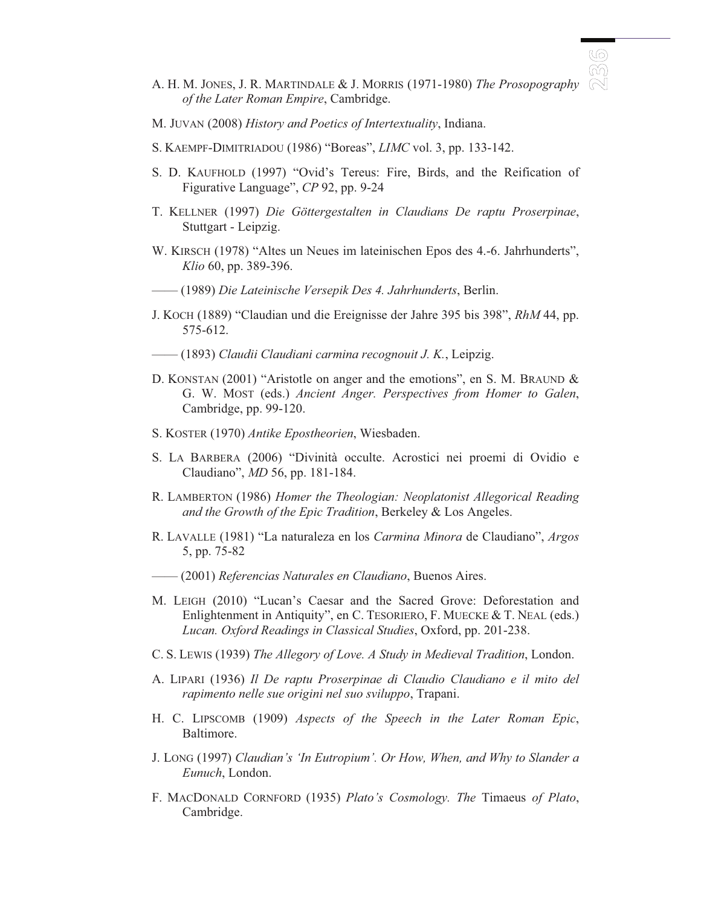A. H. M. JONES, J. R. MARTINDALE & J. MORRIS (1971-1980) *The Prosopography of the Later Roman Empire*, Cambridge.

M. JUVAN (2008) *History and Poetics of Intertextuality*, Indiana.

S. KAEMPF-DIMITRIADOU (1986) "Boreas", *LIMC* vol. 3, pp. 133-142.

S. D. KAUFHOLD (1997) "Ovid's Tereus: Fire, Birds, and the Reification of Figurative Language", *CP* 92, pp. 9-24

T. KELLNER (1997) *Die Göttergestalten in Claudians De raptu Proserpinae*, Stuttgart - Leipzig.

W. KIRSCH (1978) "Altes un Neues im lateinischen Epos des 4.-6. Jahrhunderts", *Klio* 60, pp. 389-396.

—— (1989) *Die Lateinische Versepik Des 4. Jahrhunderts*, Berlin.

J. KOCH (1889) "Claudian und die Ereignisse der Jahre 395 bis 398", *RhM* 44, pp. 575-612.

—— (1893) *Claudii Claudiani carmina recognouit J. K.*, Leipzig.

D. KONSTAN (2001) "Aristotle on anger and the emotions", en S. M. BRAUND & G. W. MOST (eds.) *Ancient Anger. Perspectives from Homer to Galen*, Cambridge, pp. 99-120.

S. KOSTER (1970) *Antike Epostheorien*, Wiesbaden.

S. LA BARBERA (2006) "Divinità occulte. Acrostici nei proemi di Ovidio e Claudiano", *MD* 56, pp. 181-184.

R. LAMBERTON (1986) *Homer the Theologian: Neoplatonist Allegorical Reading and the Growth of the Epic Tradition*, Berkeley & Los Angeles.

R. LAVALLE (1981) "La naturaleza en los *Carmina Minora* de Claudiano", *Argos* 5, pp. 75-82

—— (2001) *Referencias Naturales en Claudiano*, Buenos Aires.

M. LEIGH (2010) "Lucan's Caesar and the Sacred Grove: Deforestation and Enlightenment in Antiquity", en C. TESORIERO, F. MUECKE & T. NEAL (eds.) *Lucan. Oxford Readings in Classical Studies*, Oxford, pp. 201-238.

C. S. LEWIS (1939) *The Allegory of Love. A Study in Medieval Tradition*, London.

A. LIPARI (1936) *Il De raptu Proserpinae di Claudio Claudiano e il mito del rapimento nelle sue origini nel suo sviluppo*, Trapani.

H. C. LIPSCOMB (1909) *Aspects of the Speech in the Later Roman Epic*, Baltimore.

J. LONG (1997) *Claudian's 'In Eutropium'. Or How, When, and Why to Slander a Eunuch*, London.

F. MACDONALD CORNFORD (1935) *Plato's Cosmology. The* Timaeus *of Plato*, Cambridge.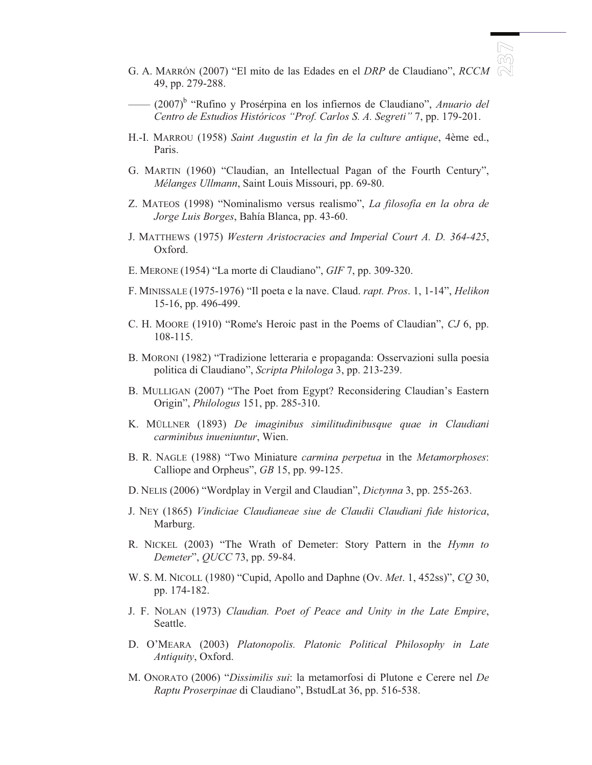G. A. Marrón (2007) "El mito de las Edades en el *DRP* de Claudiano", *RCCM* 49, pp. 279-288.

—— (2007)[b] "Rufino y Prosérpina en los infiernos de Claudiano", *Anuario del Centro de Estudios Históricos "Prof. Carlos S. A. Segreti"* 7, pp. 179-201.

H.-I. Marrou (1958) *Saint Augustin et la fin de la culture antique*, 4ème ed., Paris.

G. Martin (1960) "Claudian, an Intellectual Pagan of the Fourth Century", *Mélanges Ullmann*, Saint Louis Missouri, pp. 69-80.

Z. Mateos (1998) "Nominalismo versus realismo", *La filosofía en la obra de Jorge Luis Borges*, Bahía Blanca, pp. 43-60.

J. Matthews (1975) *Western Aristocracies and Imperial Court A. D. 364-425*, Oxford.

E. Merone (1954) "La morte di Claudiano", *GIF* 7, pp. 309-320.

F. Minissale (1975-1976) "Il poeta e la nave. Claud. *rapt. Pros*. 1, 1-14", *Helikon* 15-16, pp. 496-499.

C. H. Moore (1910) "Rome's Heroic past in the Poems of Claudian", *CJ* 6, pp. 108-115.

B. Moroni (1982) "Tradizione letteraria e propaganda: Osservazioni sulla poesia politica di Claudiano", *Scripta Philologa* 3, pp. 213-239.

B. Mulligan (2007) "The Poet from Egypt? Reconsidering Claudian's Eastern Origin", *Philologus* 151, pp. 285-310.

K. Müllner (1893) *De imaginibus similitudinibusque quae in Claudiani carminibus inueniuntur*, Wien.

B. R. Nagle (1988) "Two Miniature *carmina perpetua* in the *Metamorphoses*: Calliope and Orpheus", *GB* 15, pp. 99-125.

D. Nelis (2006) "Wordplay in Vergil and Claudian", *Dictynna* 3, pp. 255-263.

J. Ney (1865) *Vindiciae Claudianeae siue de Claudii Claudiani fide historica*, Marburg.

R. Nickel (2003) "The Wrath of Demeter: Story Pattern in the *Hymn to Demeter*", *QUCC* 73, pp. 59-84.

W. S. M. Nicoll (1980) "Cupid, Apollo and Daphne (Ov. *Met*. 1, 452ss)", *CQ* 30, pp. 174-182.

J. F. Nolan (1973) *Claudian. Poet of Peace and Unity in the Late Empire*, Seattle.

D. O'Meara (2003) *Platonopolis. Platonic Political Philosophy in Late Antiquity*, Oxford.

M. Onorato (2006) "*Dissimilis sui*: la metamorfosi di Plutone e Cerere nel *De Raptu Proserpinae* di Claudiano", BstudLat 36, pp. 516-538.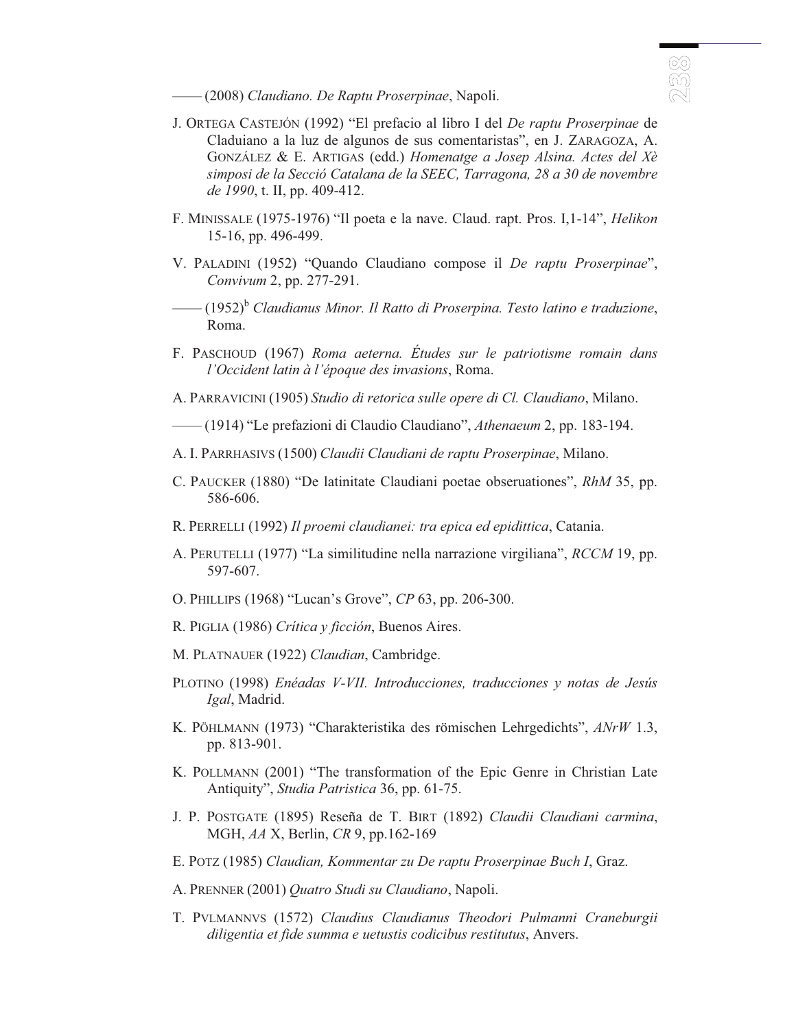—— (2008) *Claudiano. De Raptu Proserpinae*, Napoli.

J. ORTEGA CASTEJÓN (1992) “El prefacio al libro I del *De raptu Proserpinae* de Claduiano a la luz de algunos de sus comentaristas”, en J. ZARAGOZA, A. GONZÁLEZ & E. ARTIGAS (edd.) *Homenatge a Josep Alsina. Actes del Xè simposi de la Secció Catalana de la SEEC, Tarragona, 28 a 30 de novembre de 1990*, t. II, pp. 409-412.

F. MINISSALE (1975-1976) “Il poeta e la nave. Claud. rapt. Pros. I,1-14”, *Helikon* 15-16, pp. 496-499.

V. PALADINI (1952) “Quando Claudiano compose il *De raptu Proserpinae*”, *Convivum* 2, pp. 277-291.

—— (1952)[b] *Claudianus Minor. Il Ratto di Proserpina. Testo latino e traduzione*, Roma.

F. PASCHOUD (1967) *Roma aeterna. Études sur le patriotisme romain dans l'Occident latin à l'époque des invasions*, Roma.

A. PARRAVICINI (1905) *Studio di retorica sulle opere di Cl. Claudiano*, Milano.

—— (1914) “Le prefazioni di Claudio Claudiano”, *Athenaeum* 2, pp. 183-194.

A. I. PARRHASIVS (1500) *Claudii Claudiani de raptu Proserpinae*, Milano.

C. PAUCKER (1880) “De latinitate Claudiani poetae obseruationes”, *RhM* 35, pp. 586-606.

R. PERRELLI (1992) *Il proemi claudianei: tra epica ed epidittica*, Catania.

A. PERUTELLI (1977) “La similitudine nella narrazione virgiliana”, *RCCM* 19, pp. 597-607.

O. PHILLIPS (1968) “Lucan's Grove”, *CP* 63, pp. 206-300.

R. PIGLIA (1986) *Crítica y ficción*, Buenos Aires.

M. PLATNAUER (1922) *Claudian*, Cambridge.

PLOTINO (1998) *Enéadas V-VII. Introducciones, traducciones y notas de Jesús Igal*, Madrid.

K. PÖHLMANN (1973) “Charakteristika des römischen Lehrgedichts”, *ANrW* 1.3, pp. 813-901.

K. POLLMANN (2001) “The transformation of the Epic Genre in Christian Late Antiquity”, *Studia Patristica* 36, pp. 61-75.

J. P. POSTGATE (1895) Reseña de T. BIRT (1892) *Claudii Claudiani carmina*, MGH, *AA* X, Berlin, *CR* 9, pp.162-169

E. POTZ (1985) *Claudian, Kommentar zu De raptu Proserpinae Buch I*, Graz.

A. PRENNER (2001) *Quatro Studi su Claudiano*, Napoli.

T. PVLMANNVS (1572) *Claudius Claudianus Theodori Pulmanni Craneburgii diligentia et fide summa e uetustis codicibus restitutus*, Anvers.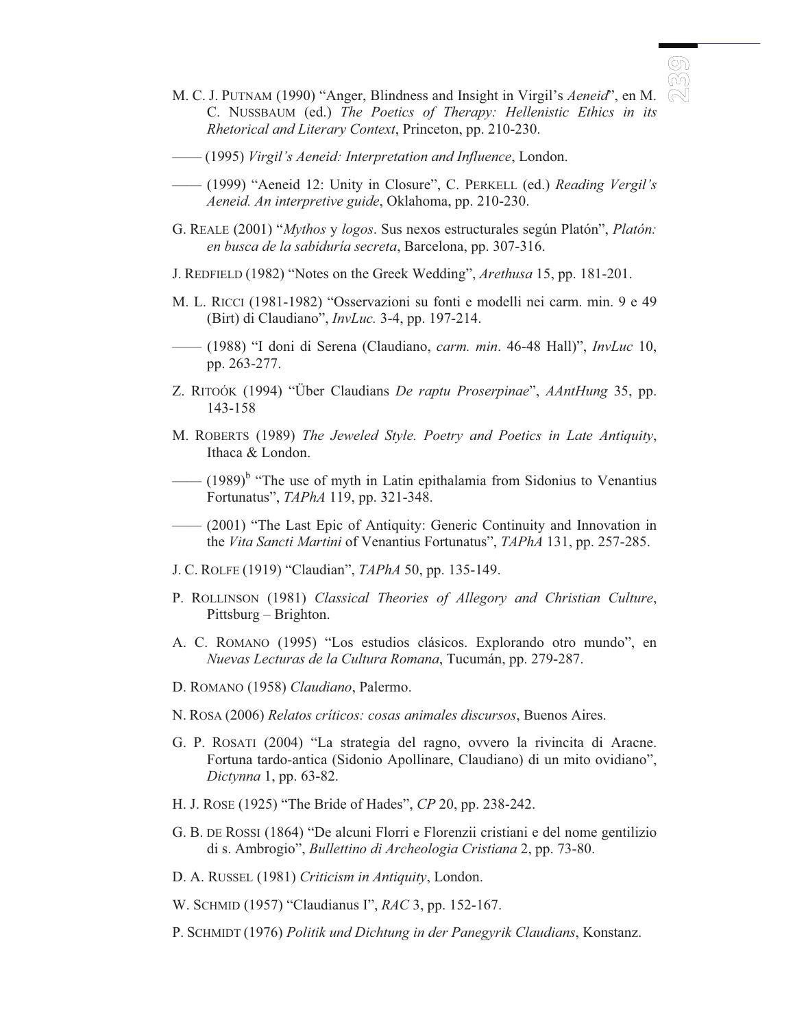M. C. J. PUTNAM (1990) "Anger, Blindness and Insight in Virgil's *Aeneid*", en M. C. NUSSBAUM (ed.) *The Poetics of Therapy: Hellenistic Ethics in its Rhetorical and Literary Context*, Princeton, pp. 210-230.

—— (1995) *Virgil's Aeneid: Interpretation and Influence*, London.

—— (1999) "Aeneid 12: Unity in Closure", C. PERKELL (ed.) *Reading Vergil's Aeneid. An interpretive guide*, Oklahoma, pp. 210-230.

G. REALE (2001) "*Mythos* y *logos*. Sus nexos estructurales según Platón", *Platón: en busca de la sabiduría secreta*, Barcelona, pp. 307-316.

J. REDFIELD (1982) "Notes on the Greek Wedding", *Arethusa* 15, pp. 181-201.

M. L. RICCI (1981-1982) "Osservazioni su fonti e modelli nei carm. min. 9 e 49 (Birt) di Claudiano", *InvLuc.* 3-4, pp. 197-214.

—— (1988) "I doni di Serena (Claudiano, *carm. min*. 46-48 Hall)", *InvLuc* 10, pp. 263-277.

Z. RITOÓK (1994) "Über Claudians *De raptu Proserpinae*", *AAntHung* 35, pp. 143-158

M. ROBERTS (1989) *The Jeweled Style. Poetry and Poetics in Late Antiquity*, Ithaca & London.

—— (1989)[b] "The use of myth in Latin epithalamia from Sidonius to Venantius Fortunatus", *TAPhA* 119, pp. 321-348.

—— (2001) "The Last Epic of Antiquity: Generic Continuity and Innovation in the *Vita Sancti Martini* of Venantius Fortunatus", *TAPhA* 131, pp. 257-285.

J. C. ROLFE (1919) "Claudian", *TAPhA* 50, pp. 135-149.

P. ROLLINSON (1981) *Classical Theories of Allegory and Christian Culture*, Pittsburg – Brighton.

A. C. ROMANO (1995) "Los estudios clásicos. Explorando otro mundo", en *Nuevas Lecturas de la Cultura Romana*, Tucumán, pp. 279-287.

D. ROMANO (1958) *Claudiano*, Palermo.

N. ROSA (2006) *Relatos críticos: cosas animales discursos*, Buenos Aires.

G. P. ROSATI (2004) "La strategia del ragno, ovvero la rivincita di Aracne. Fortuna tardo-antica (Sidonio Apollinare, Claudiano) di un mito ovidiano", *Dictynna* 1, pp. 63-82.

H. J. ROSE (1925) "The Bride of Hades", *CP* 20, pp. 238-242.

G. B. DE ROSSI (1864) "De alcuni Florri e Florenzii cristiani e del nome gentilizio di s. Ambrogio", *Bullettino di Archeologia Cristiana* 2, pp. 73-80.

D. A. RUSSEL (1981) *Criticism in Antiquity*, London.

W. SCHMID (1957) "Claudianus I", *RAC* 3, pp. 152-167.

P. SCHMIDT (1976) *Politik und Dichtung in der Panegyrik Claudians*, Konstanz.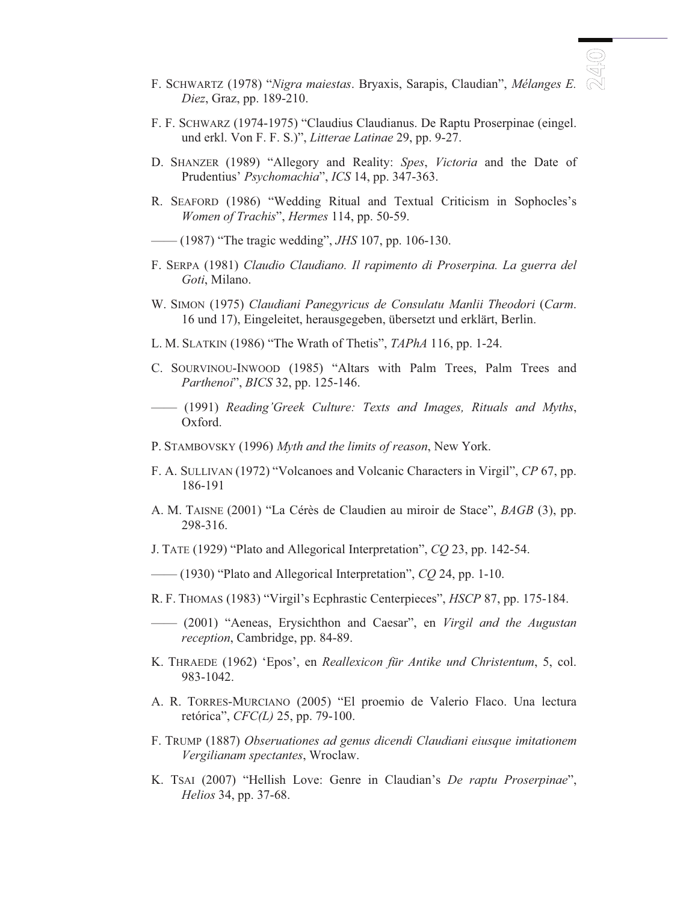F. SCHWARTZ (1978) “*Nigra maiestas*. Bryaxis, Sarapis, Claudian”, *Mélanges E. Diez*, Graz, pp. 189-210.

F. F. SCHWARZ (1974-1975) “Claudius Claudianus. De Raptu Proserpinae (eingel. und erkl. Von F. F. S.)”, *Litterae Latinae* 29, pp. 9-27.

D. SHANZER (1989) “Allegory and Reality: *Spes*, *Victoria* and the Date of Prudentius’ *Psychomachia*”, *ICS* 14, pp. 347-363.

R. SEAFORD (1986) “Wedding Ritual and Textual Criticism in Sophocles’s *Women of Trachis*”, *Hermes* 114, pp. 50-59.

—— (1987) “The tragic wedding”, *JHS* 107, pp. 106-130.

F. SERPA (1981) *Claudio Claudiano. Il rapimento di Proserpina. La guerra del Goti*, Milano.

W. SIMON (1975) *Claudiani Panegyricus de Consulatu Manlii Theodori* (*Carm*. 16 und 17), Eingeleitet, herausgegeben, übersetzt und erklärt, Berlin.

L. M. SLATKIN (1986) “The Wrath of Thetis”, *TAPhA* 116, pp. 1-24.

C. SOURVINOU-INWOOD (1985) “Altars with Palm Trees, Palm Trees and *Parthenoi*”, *BICS* 32, pp. 125-146.

—— (1991) *Reading’Greek Culture: Texts and Images, Rituals and Myths*, Oxford.

P. STAMBOVSKY (1996) *Myth and the limits of reason*, New York.

F. A. SULLIVAN (1972) “Volcanoes and Volcanic Characters in Virgil”, *CP* 67, pp. 186-191

A. M. TAISNE (2001) “La Cérès de Claudien au miroir de Stace”, *BAGB* (3), pp. 298-316.

J. TATE (1929) “Plato and Allegorical Interpretation”, *CQ* 23, pp. 142-54.

—— (1930) “Plato and Allegorical Interpretation”, *CQ* 24, pp. 1-10.

R. F. THOMAS (1983) “Virgil’s Ecphrastic Centerpieces”, *HSCP* 87, pp. 175-184.

—— (2001) “Aeneas, Erysichthon and Caesar”, en *Virgil and the Augustan reception*, Cambridge, pp. 84-89.

K. THRAEDE (1962) ‘Epos’, en *Reallexicon für Antike und Christentum*, 5, col. 983-1042.

A. R. TORRES-MURCIANO (2005) “El proemio de Valerio Flaco. Una lectura retórica”, *CFC(L)* 25, pp. 79-100.

F. TRUMP (1887) *Obseruationes ad genus dicendi Claudiani eiusque imitationem Vergilianam spectantes*, Wroclaw.

K. TSAI (2007) “Hellish Love: Genre in Claudian’s *De raptu Proserpinae*”, *Helios* 34, pp. 37-68.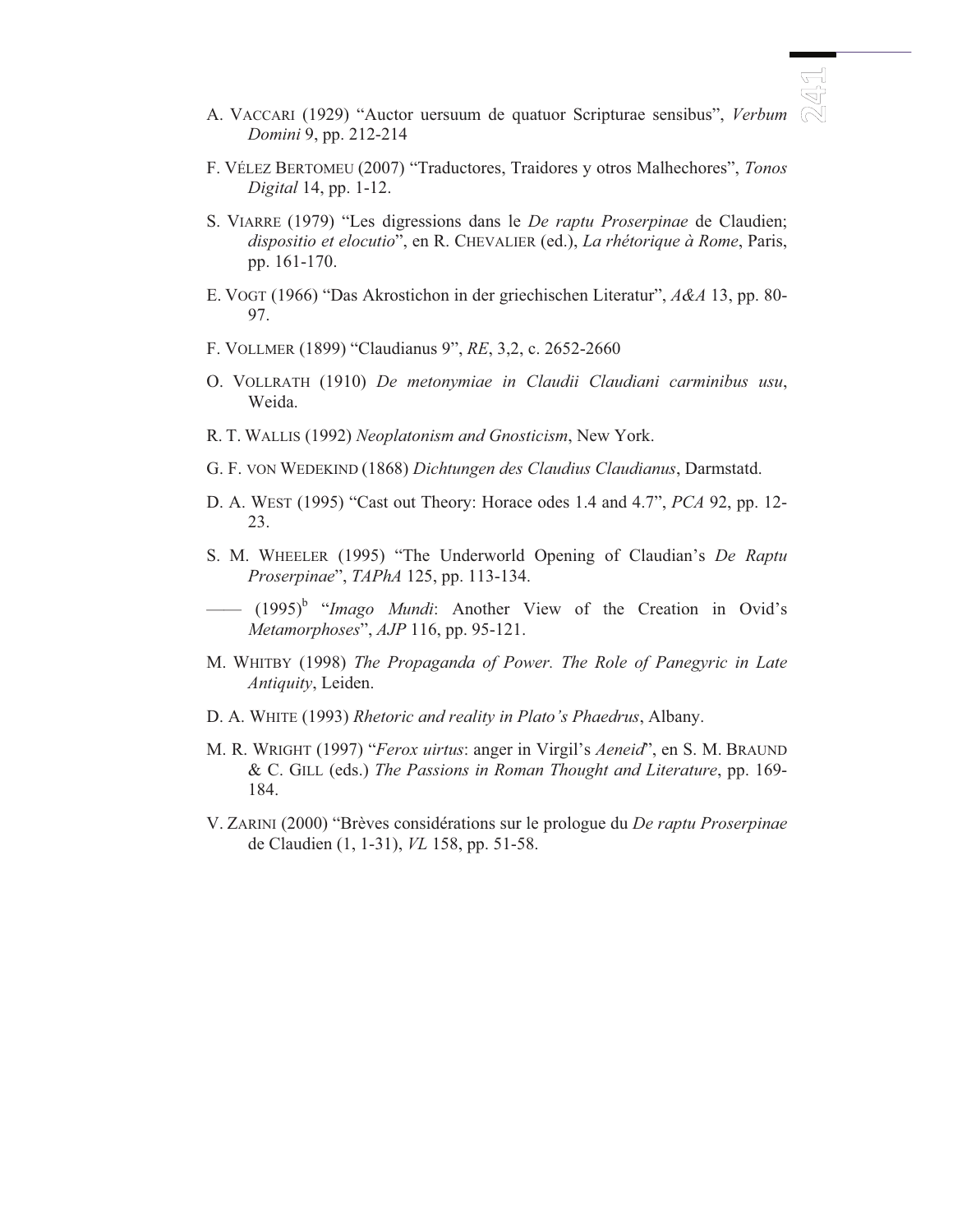A. Vaccari (1929) "Auctor uersuum de quatuor Scripturae sensibus", *Verbum Domini* 9, pp. 212-214

F. Vélez Bertomeu (2007) "Traductores, Traidores y otros Malhechores", *Tonos Digital* 14, pp. 1-12.

S. Viarre (1979) "Les digressions dans le *De raptu Proserpinae* de Claudien; *dispositio et elocutio*", en R. Chevalier (ed.), *La rhétorique à Rome*, Paris, pp. 161-170.

E. Vogt (1966) "Das Akrostichon in der griechischen Literatur", *A&A* 13, pp. 80-97.

F. Vollmer (1899) "Claudianus 9", *RE*, 3,2, c. 2652-2660

O. Vollrath (1910) *De metonymiae in Claudii Claudiani carminibus usu*, Weida.

R. T. Wallis (1992) *Neoplatonism and Gnosticism*, New York.

G. F. von Wedekind (1868) *Dichtungen des Claudius Claudianus*, Darmstatd.

D. A. West (1995) "Cast out Theory: Horace odes 1.4 and 4.7", *PCA* 92, pp. 12-23.

S. M. Wheeler (1995) "The Underworld Opening of Claudian's *De Raptu Proserpinae*", *TAPhA* 125, pp. 113-134.

—— (1995)[b] "*Imago Mundi*: Another View of the Creation in Ovid's *Metamorphoses*", *AJP* 116, pp. 95-121.

M. Whitby (1998) *The Propaganda of Power. The Role of Panegyric in Late Antiquity*, Leiden.

D. A. White (1993) *Rhetoric and reality in Plato's Phaedrus*, Albany.

M. R. Wright (1997) "*Ferox uirtus*: anger in Virgil's *Aeneid*", en S. M. Braund & C. Gill (eds.) *The Passions in Roman Thought and Literature*, pp. 169-184.

V. Zarini (2000) "Brèves considérations sur le prologue du *De raptu Proserpinae* de Claudien (1, 1-31), *VL* 158, pp. 51-58.